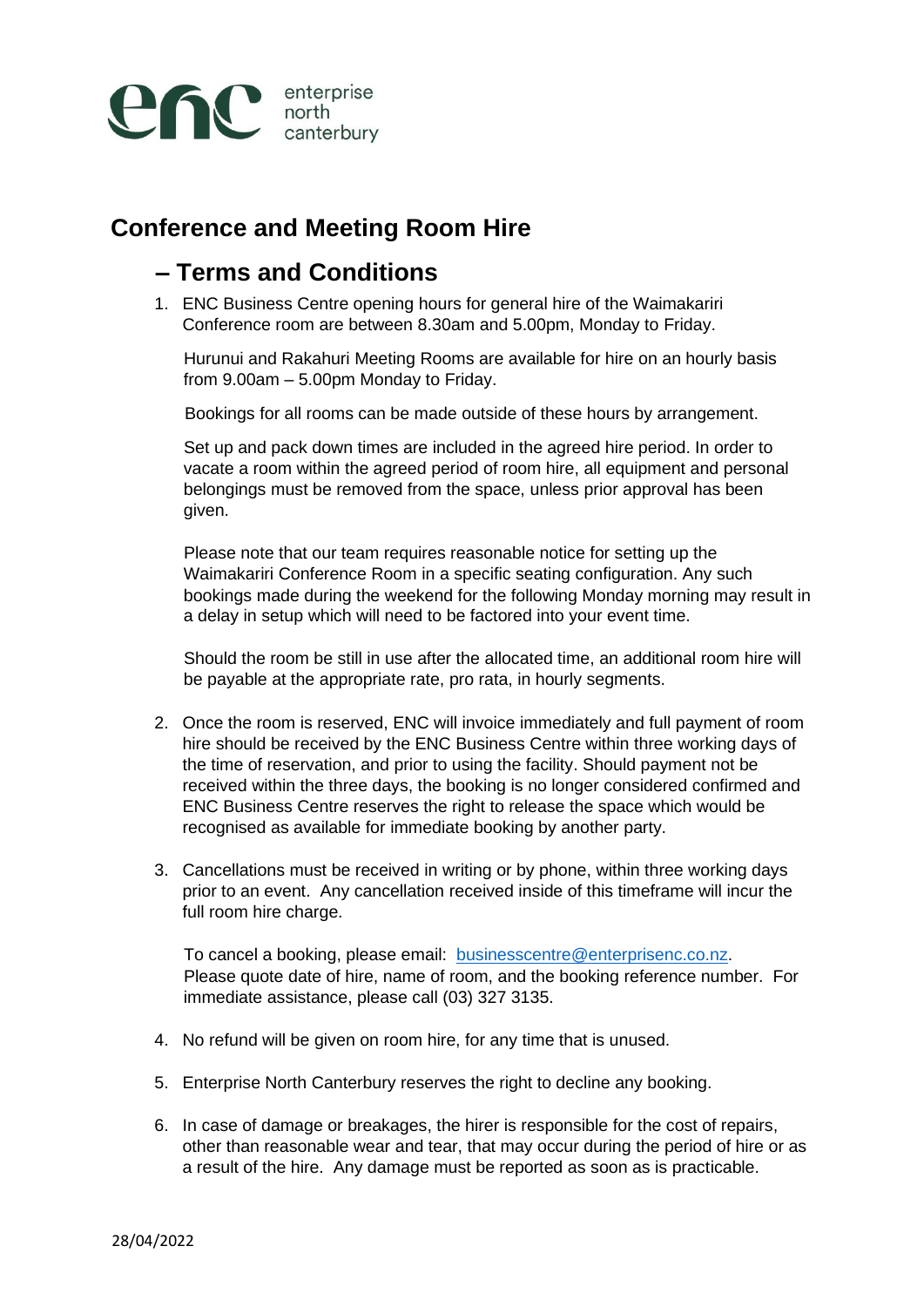enterprise north canterbury

# Conference and Meeting Room Hire

## – Terms and Conditions

1. ENC Business Centre opening hours for general hire of the Waimakariri Conference room are between 8.30am and 5.00pm, Monday to Friday.

   Hurunui and Rakahuri Meeting Rooms are available for hire on an hourly basis from 9.00am – 5.00pm Monday to Friday.

   Bookings for all rooms can be made outside of these hours by arrangement.

   Set up and pack down times are included in the agreed hire period. In order to vacate a room within the agreed period of room hire, all equipment and personal belongings must be removed from the space, unless prior approval has been given.

   Please note that our team requires reasonable notice for setting up the Waimakariri Conference Room in a specific seating configuration. Any such bookings made during the weekend for the following Monday morning may result in a delay in setup which will need to be factored into your event time.

   Should the room be still in use after the allocated time, an additional room hire will be payable at the appropriate rate, pro rata, in hourly segments.

2. Once the room is reserved, ENC will invoice immediately and full payment of room hire should be received by the ENC Business Centre within three working days of the time of reservation, and prior to using the facility. Should payment not be received within the three days, the booking is no longer considered confirmed and ENC Business Centre reserves the right to release the space which would be recognised as available for immediate booking by another party.

3. Cancellations must be received in writing or by phone, within three working days prior to an event. Any cancellation received inside of this timeframe will incur the full room hire charge.

   To cancel a booking, please email: businesscentre@enterprisenc.co.nz. Please quote date of hire, name of room, and the booking reference number. For immediate assistance, please call (03) 327 3135.

4. No refund will be given on room hire, for any time that is unused.

5. Enterprise North Canterbury reserves the right to decline any booking.

6. In case of damage or breakages, the hirer is responsible for the cost of repairs, other than reasonable wear and tear, that may occur during the period of hire or as a result of the hire. Any damage must be reported as soon as is practicable.

28/04/2022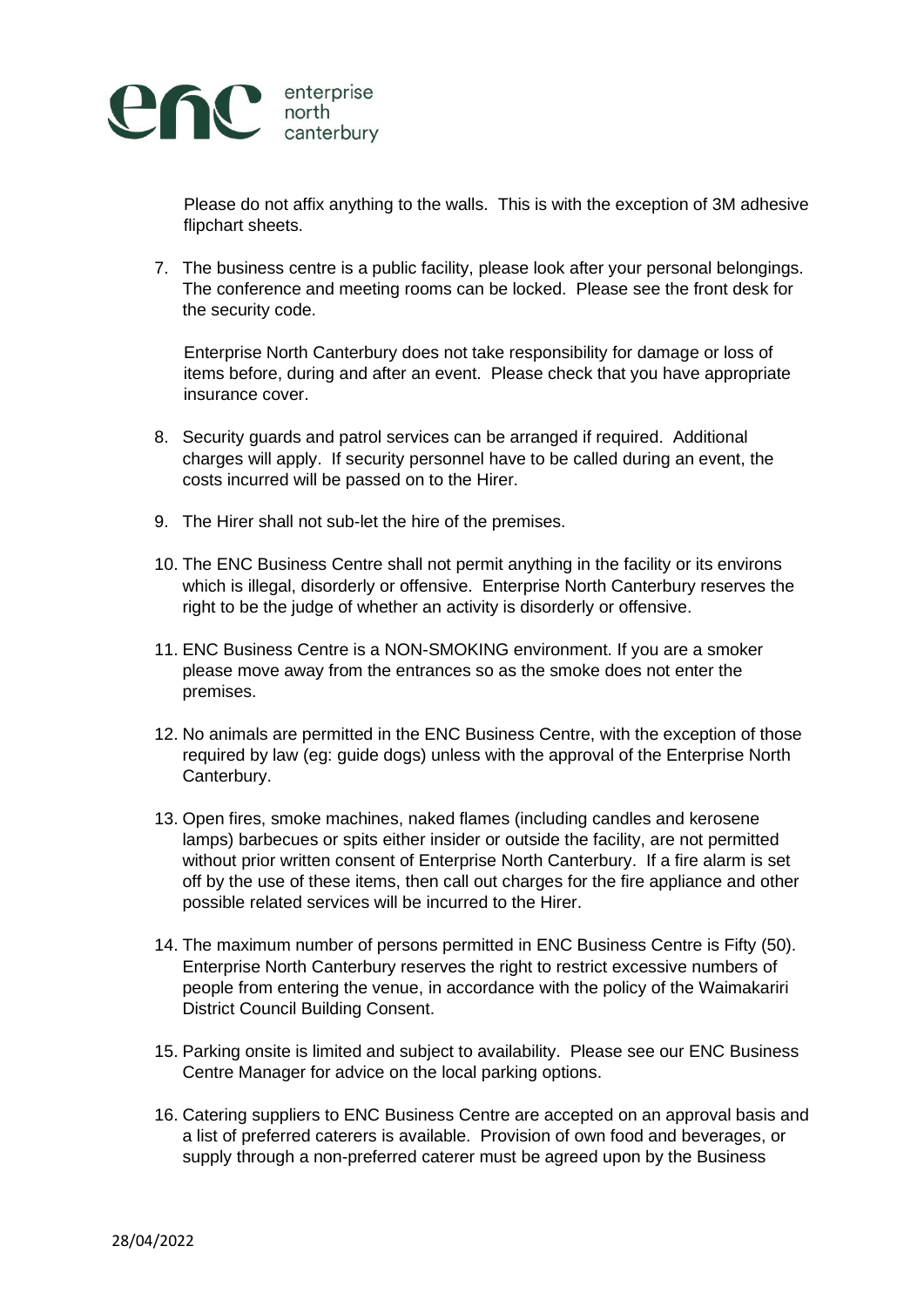Please do not affix anything to the walls. This is with the exception of 3M adhesive flipchart sheets.

7. The business centre is a public facility, please look after your personal belongings. The conference and meeting rooms can be locked. Please see the front desk for the security code.

   Enterprise North Canterbury does not take responsibility for damage or loss of items before, during and after an event. Please check that you have appropriate insurance cover.

8. Security guards and patrol services can be arranged if required. Additional charges will apply. If security personnel have to be called during an event, the costs incurred will be passed on to the Hirer.

9. The Hirer shall not sub-let the hire of the premises.

10. The ENC Business Centre shall not permit anything in the facility or its environs which is illegal, disorderly or offensive. Enterprise North Canterbury reserves the right to be the judge of whether an activity is disorderly or offensive.

11. ENC Business Centre is a NON-SMOKING environment. If you are a smoker please move away from the entrances so as the smoke does not enter the premises.

12. No animals are permitted in the ENC Business Centre, with the exception of those required by law (eg: guide dogs) unless with the approval of the Enterprise North Canterbury.

13. Open fires, smoke machines, naked flames (including candles and kerosene lamps) barbecues or spits either insider or outside the facility, are not permitted without prior written consent of Enterprise North Canterbury. If a fire alarm is set off by the use of these items, then call out charges for the fire appliance and other possible related services will be incurred to the Hirer.

14. The maximum number of persons permitted in ENC Business Centre is Fifty (50). Enterprise North Canterbury reserves the right to restrict excessive numbers of people from entering the venue, in accordance with the policy of the Waimakariri District Council Building Consent.

15. Parking onsite is limited and subject to availability. Please see our ENC Business Centre Manager for advice on the local parking options.

16. Catering suppliers to ENC Business Centre are accepted on an approval basis and a list of preferred caterers is available. Provision of own food and beverages, or supply through a non-preferred caterer must be agreed upon by the Business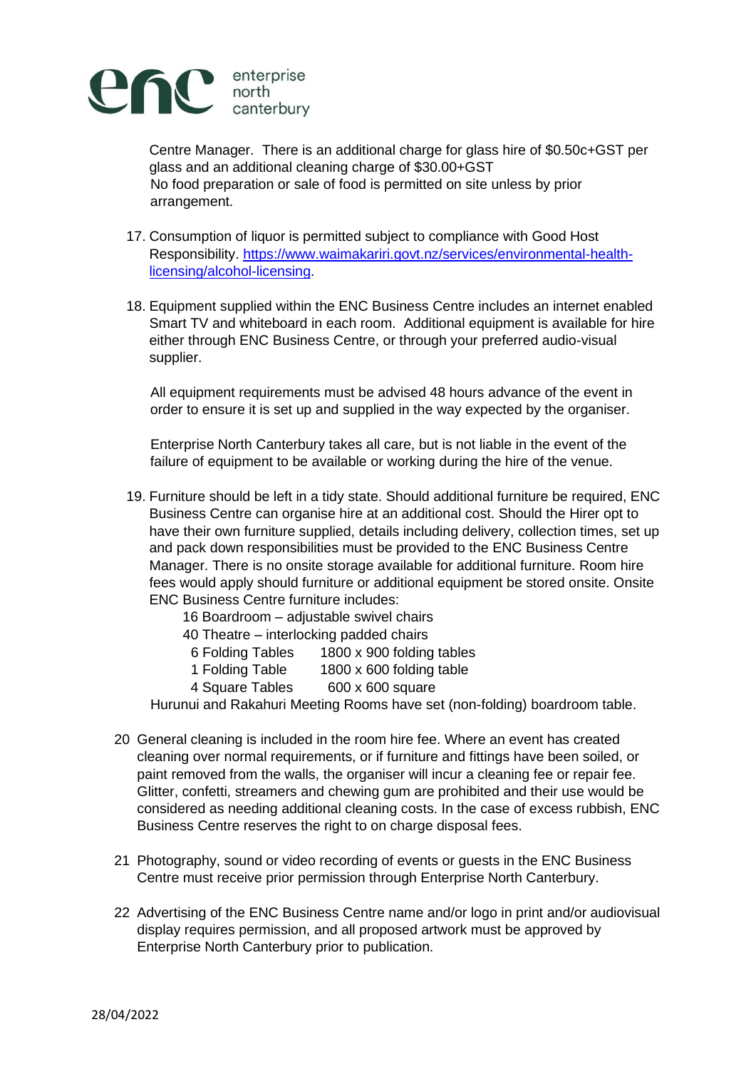Centre Manager. There is an additional charge for glass hire of $0.50c+GST per glass and an additional cleaning charge of $30.00+GST
No food preparation or sale of food is permitted on site unless by prior arrangement.

17. Consumption of liquor is permitted subject to compliance with Good Host Responsibility. [https://www.waimakariri.govt.nz/services/environmental-health-licensing/alcohol-licensing](https://www.waimakariri.govt.nz/services/environmental-health-licensing/alcohol-licensing).

18. Equipment supplied within the ENC Business Centre includes an internet enabled Smart TV and whiteboard in each room. Additional equipment is available for hire either through ENC Business Centre, or through your preferred audio-visual supplier.

    All equipment requirements must be advised 48 hours advance of the event in order to ensure it is set up and supplied in the way expected by the organiser.

    Enterprise North Canterbury takes all care, but is not liable in the event of the failure of equipment to be available or working during the hire of the venue.

19. Furniture should be left in a tidy state. Should additional furniture be required, ENC Business Centre can organise hire at an additional cost. Should the Hirer opt to have their own furniture supplied, details including delivery, collection times, set up and pack down responsibilities must be provided to the ENC Business Centre Manager. There is no onsite storage available for additional furniture. Room hire fees would apply should furniture or additional equipment be stored onsite. Onsite ENC Business Centre furniture includes:
    - 16 Boardroom – adjustable swivel chairs
    - 40 Theatre – interlocking padded chairs
    - 6 Folding Tables 1800 x 900 folding tables
    - 1 Folding Table 1800 x 600 folding table
    - 4 Square Tables 600 x 600 square

    Hurunui and Rakahuri Meeting Rooms have set (non-folding) boardroom table.

20. General cleaning is included in the room hire fee. Where an event has created cleaning over normal requirements, or if furniture and fittings have been soiled, or paint removed from the walls, the organiser will incur a cleaning fee or repair fee. Glitter, confetti, streamers and chewing gum are prohibited and their use would be considered as needing additional cleaning costs. In the case of excess rubbish, ENC Business Centre reserves the right to on charge disposal fees.

21. Photography, sound or video recording of events or guests in the ENC Business Centre must receive prior permission through Enterprise North Canterbury.

22. Advertising of the ENC Business Centre name and/or logo in print and/or audiovisual display requires permission, and all proposed artwork must be approved by Enterprise North Canterbury prior to publication.

28/04/2022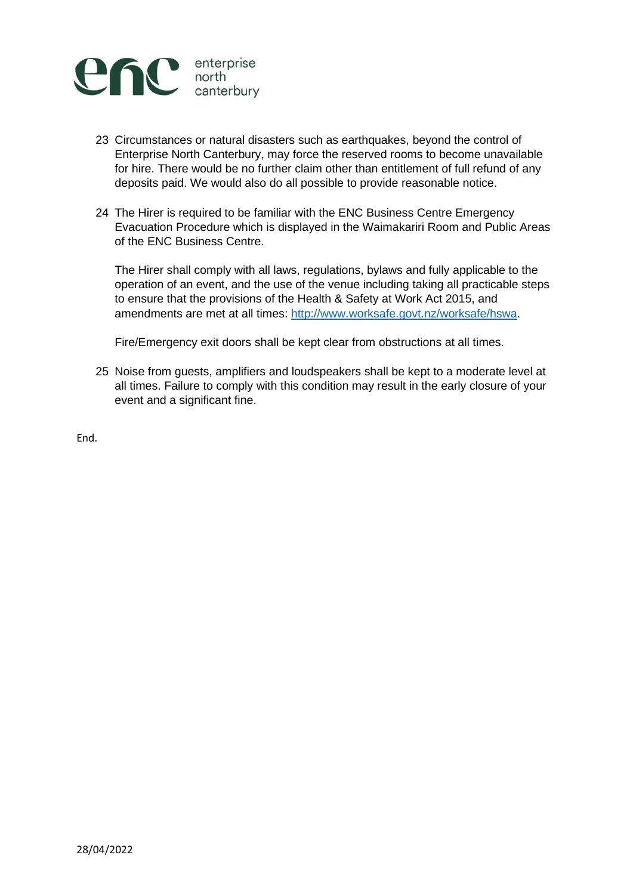23 Circumstances or natural disasters such as earthquakes, beyond the control of Enterprise North Canterbury, may force the reserved rooms to become unavailable for hire. There would be no further claim other than entitlement of full refund of any deposits paid. We would also do all possible to provide reasonable notice.

24 The Hirer is required to be familiar with the ENC Business Centre Emergency Evacuation Procedure which is displayed in the Waimakariri Room and Public Areas of the ENC Business Centre.

   The Hirer shall comply with all laws, regulations, bylaws and fully applicable to the operation of an event, and the use of the venue including taking all practicable steps to ensure that the provisions of the Health & Safety at Work Act 2015, and amendments are met at all times: [http://www.worksafe.govt.nz/worksafe/hswa](http://www.worksafe.govt.nz/worksafe/hswa).

   Fire/Emergency exit doors shall be kept clear from obstructions at all times.

25 Noise from guests, amplifiers and loudspeakers shall be kept to a moderate level at all times. Failure to comply with this condition may result in the early closure of your event and a significant fine.

End.

28/04/2022